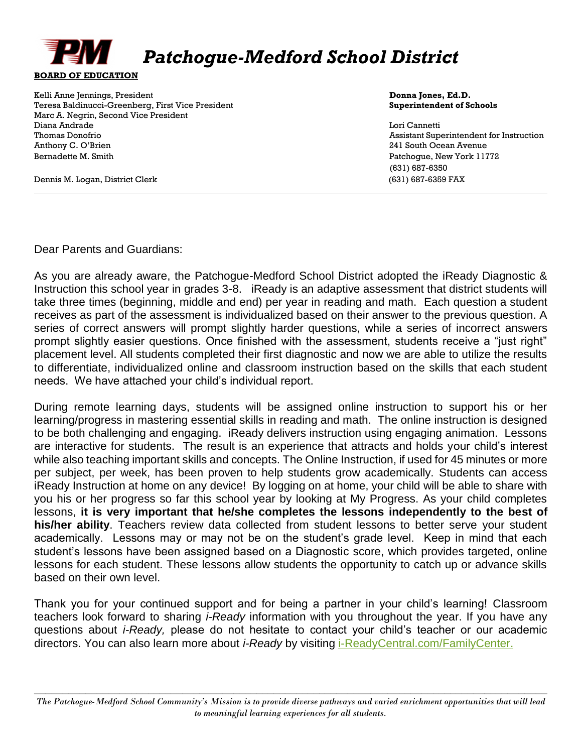# Patchogue-Medford School District

**BOARD OF EDUCATION**

Kelli Anne Jennings, President
Teresa Baldinucci-Greenberg, First Vice President
Marc A. Negrin, Second Vice President
Diana Andrade
Thomas Donofrio
Anthony C. O'Brien
Bernadette M. Smith

Dennis M. Logan, District Clerk

**Donna Jones, Ed.D.**
**Superintendent of Schools**

Lori Cannetti
Assistant Superintendent for Instruction
241 South Ocean Avenue
Patchogue, New York 11772
(631) 687-6350
(631) 687-6359 FAX

---

Dear Parents and Guardians:

As you are already aware, the Patchogue-Medford School District adopted the iReady Diagnostic & Instruction this school year in grades 3-8. iReady is an adaptive assessment that district students will take three times (beginning, middle and end) per year in reading and math. Each question a student receives as part of the assessment is individualized based on their answer to the previous question. A series of correct answers will prompt slightly harder questions, while a series of incorrect answers prompt slightly easier questions. Once finished with the assessment, students receive a "just right" placement level. All students completed their first diagnostic and now we are able to utilize the results to differentiate, individualized online and classroom instruction based on the skills that each student needs. We have attached your child's individual report.

During remote learning days, students will be assigned online instruction to support his or her learning/progress in mastering essential skills in reading and math. The online instruction is designed to be both challenging and engaging. iReady delivers instruction using engaging animation. Lessons are interactive for students. The result is an experience that attracts and holds your child's interest while also teaching important skills and concepts. The Online Instruction, if used for 45 minutes or more per subject, per week, has been proven to help students grow academically. Students can access iReady Instruction at home on any device! By logging on at home, your child will be able to share with you his or her progress so far this school year by looking at My Progress. As your child completes lessons, **it is very important that he/she completes the lessons independently to the best of his/her ability**. Teachers review data collected from student lessons to better serve your student academically. Lessons may or may not be on the student's grade level. Keep in mind that each student's lessons have been assigned based on a Diagnostic score, which provides targeted, online lessons for each student. These lessons allow students the opportunity to catch up or advance skills based on their own level.

Thank you for your continued support and for being a partner in your child's learning! Classroom teachers look forward to sharing *i-Ready* information with you throughout the year. If you have any questions about *i-Ready,* please do not hesitate to contact your child's teacher or our academic directors. You can also learn more about *i-Ready* by visiting i-ReadyCentral.com/FamilyCenter.

---

*The Patchogue-Medford School Community's Mission is to provide diverse pathways and varied enrichment opportunities that will lead to meaningful learning experiences for all students.*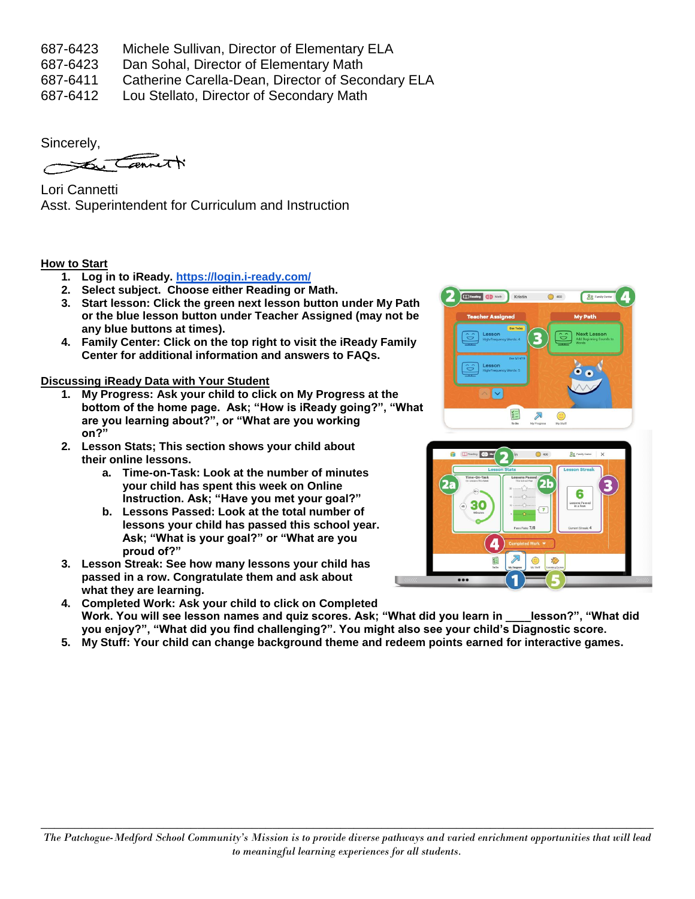687-6423 Michele Sullivan, Director of Elementary ELA
687-6423 Dan Sohal, Director of Elementary Math
687-6411 Catherine Carella-Dean, Director of Secondary ELA
687-6412 Lou Stellato, Director of Secondary Math

Sincerely,

Lori Cannetti
Asst. Superintendent for Curriculum and Instruction

**How to Start**

1. **Log in to iReady. [https://login.i-ready.com/](https://login.i-ready.com/)**
2. **Select subject. Choose either Reading or Math.**
3. **Start lesson: Click the green next lesson button under My Path or the blue lesson button under Teacher Assigned (may not be any blue buttons at times).**
4. **Family Center: Click on the top right to visit the iReady Family Center for additional information and answers to FAQs.**

**Discussing iReady Data with Your Student**

1. **My Progress: Ask your child to click on My Progress at the bottom of the home page. Ask; "How is iReady going?", "What are you learning about?", or "What are you working on?"**
2. **Lesson Stats; This section shows your child about their online lessons.**
   a. **Time-on-Task: Look at the number of minutes your child has spent this week on Online Instruction. Ask; "Have you met your goal?"**
   b. **Lessons Passed: Look at the total number of lessons your child has passed this school year. Ask; "What is your goal?" or "What are you proud of?"**
3. **Lesson Streak: See how many lessons your child has passed in a row. Congratulate them and ask about what they are learning.**
4. **Completed Work: Ask your child to click on Completed Work. You will see lesson names and quiz scores. Ask; "What did you learn in \_\_\_\_lesson?", "What did you enjoy?", "What did you find challenging?". You might also see your child's Diagnostic score.**
5. **My Stuff: Your child can change background theme and redeem points earned for interactive games.**

*The Patchogue-Medford School Community's Mission is to provide diverse pathways and varied enrichment opportunities that will lead to meaningful learning experiences for all students.*